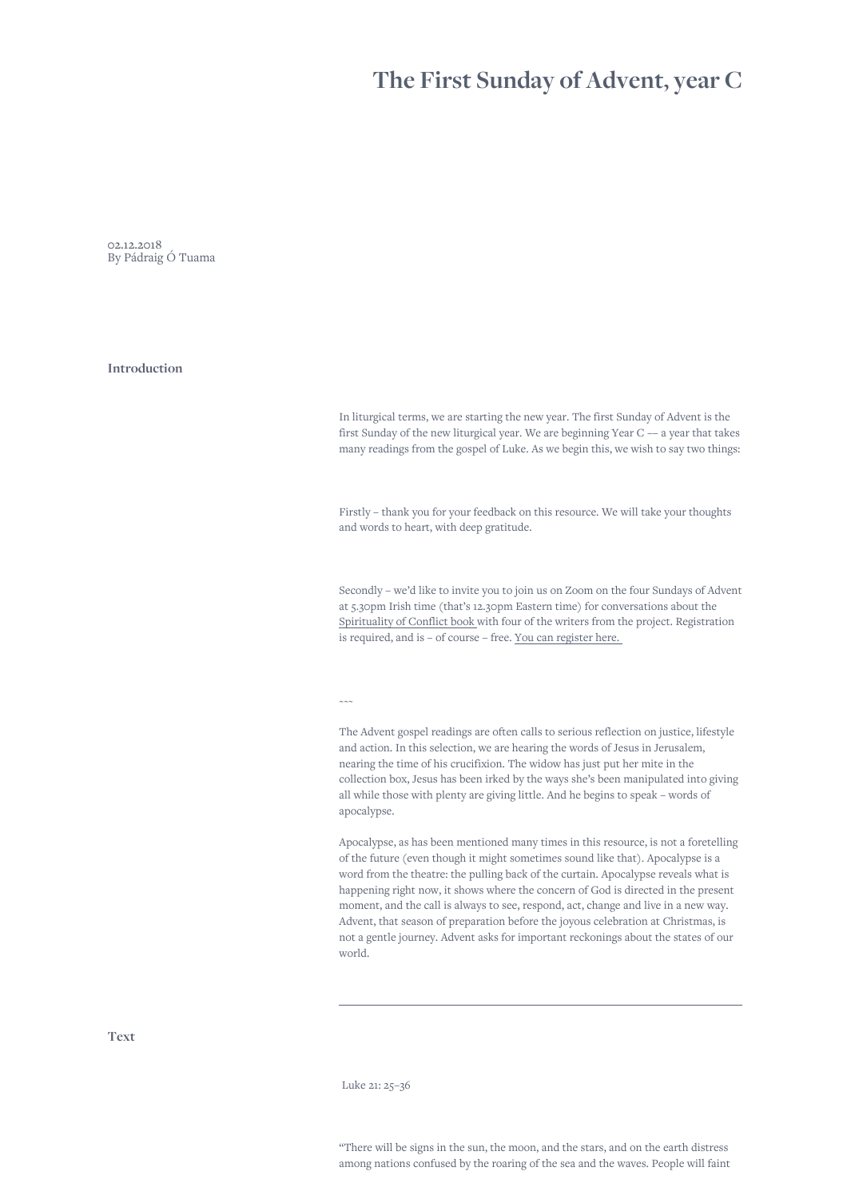# The First Sunday of Advent, year C

02.12.2018
By Pádraig Ó Tuama

## Introduction

In liturgical terms, we are starting the new year. The first Sunday of Advent is the first Sunday of the new liturgical year. We are beginning Year C –– a year that takes many readings from the gospel of Luke. As we begin this, we wish to say two things:

Firstly – thank you for your feedback on this resource. We will take your thoughts and words to heart, with deep gratitude.

Secondly – we'd like to invite you to join us on Zoom on the four Sundays of Advent at 5.30pm Irish time (that's 12.30pm Eastern time) for conversations about the Spirituality of Conflict book with four of the writers from the project. Registration is required, and is – of course – free. You can register here.

~~~

The Advent gospel readings are often calls to serious reflection on justice, lifestyle and action. In this selection, we are hearing the words of Jesus in Jerusalem, nearing the time of his crucifixion. The widow has just put her mite in the collection box, Jesus has been irked by the ways she's been manipulated into giving all while those with plenty are giving little. And he begins to speak – words of apocalypse.

Apocalypse, as has been mentioned many times in this resource, is not a foretelling of the future (even though it might sometimes sound like that). Apocalypse is a word from the theatre: the pulling back of the curtain. Apocalypse reveals what is happening right now, it shows where the concern of God is directed in the present moment, and the call is always to see, respond, act, change and live in a new way. Advent, that season of preparation before the joyous celebration at Christmas, is not a gentle journey. Advent asks for important reckonings about the states of our world.

---

## Text

Luke 21: 25–36

"There will be signs in the sun, the moon, and the stars, and on the earth distress among nations confused by the roaring of the sea and the waves. People will faint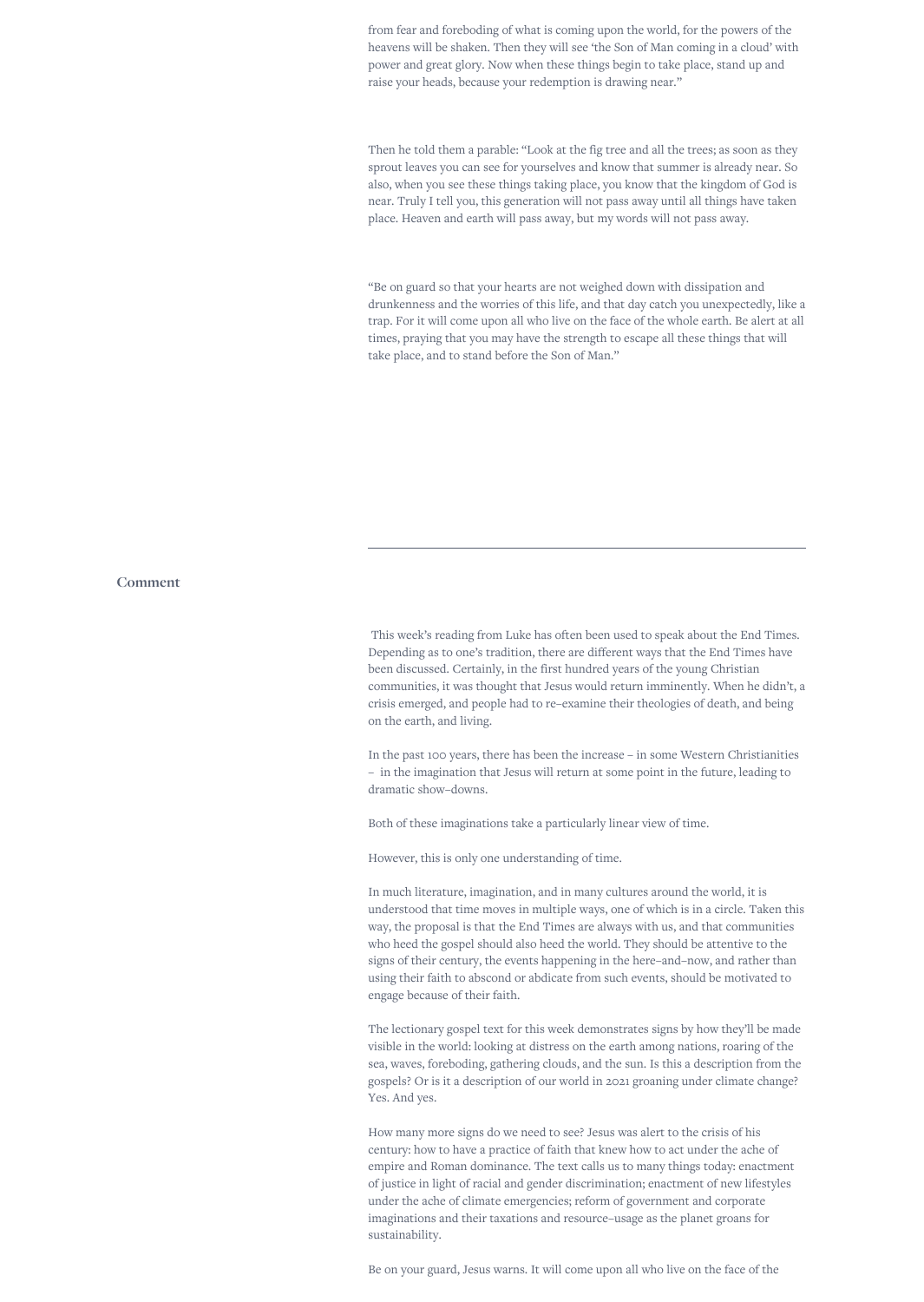from fear and foreboding of what is coming upon the world, for the powers of the heavens will be shaken. Then they will see 'the Son of Man coming in a cloud' with power and great glory. Now when these things begin to take place, stand up and raise your heads, because your redemption is drawing near."

Then he told them a parable: "Look at the fig tree and all the trees; as soon as they sprout leaves you can see for yourselves and know that summer is already near. So also, when you see these things taking place, you know that the kingdom of God is near. Truly I tell you, this generation will not pass away until all things have taken place. Heaven and earth will pass away, but my words will not pass away.

"Be on guard so that your hearts are not weighed down with dissipation and drunkenness and the worries of this life, and that day catch you unexpectedly, like a trap. For it will come upon all who live on the face of the whole earth. Be alert at all times, praying that you may have the strength to escape all these things that will take place, and to stand before the Son of Man."

---

## Comment

This week's reading from Luke has often been used to speak about the End Times. Depending as to one's tradition, there are different ways that the End Times have been discussed. Certainly, in the first hundred years of the young Christian communities, it was thought that Jesus would return imminently. When he didn't, a crisis emerged, and people had to re-examine their theologies of death, and being on the earth, and living.

In the past 100 years, there has been the increase – in some Western Christianities – in the imagination that Jesus will return at some point in the future, leading to dramatic show-downs.

Both of these imaginations take a particularly linear view of time.

However, this is only one understanding of time.

In much literature, imagination, and in many cultures around the world, it is understood that time moves in multiple ways, one of which is in a circle. Taken this way, the proposal is that the End Times are always with us, and that communities who heed the gospel should also heed the world. They should be attentive to the signs of their century, the events happening in the here-and-now, and rather than using their faith to abscond or abdicate from such events, should be motivated to engage because of their faith.

The lectionary gospel text for this week demonstrates signs by how they'll be made visible in the world: looking at distress on the earth among nations, roaring of the sea, waves, foreboding, gathering clouds, and the sun. Is this a description from the gospels? Or is it a description of our world in 2021 groaning under climate change? Yes. And yes.

How many more signs do we need to see? Jesus was alert to the crisis of his century: how to have a practice of faith that knew how to act under the ache of empire and Roman dominance. The text calls us to many things today: enactment of justice in light of racial and gender discrimination; enactment of new lifestyles under the ache of climate emergencies; reform of government and corporate imaginations and their taxations and resource-usage as the planet groans for sustainability.

Be on your guard, Jesus warns. It will come upon all who live on the face of the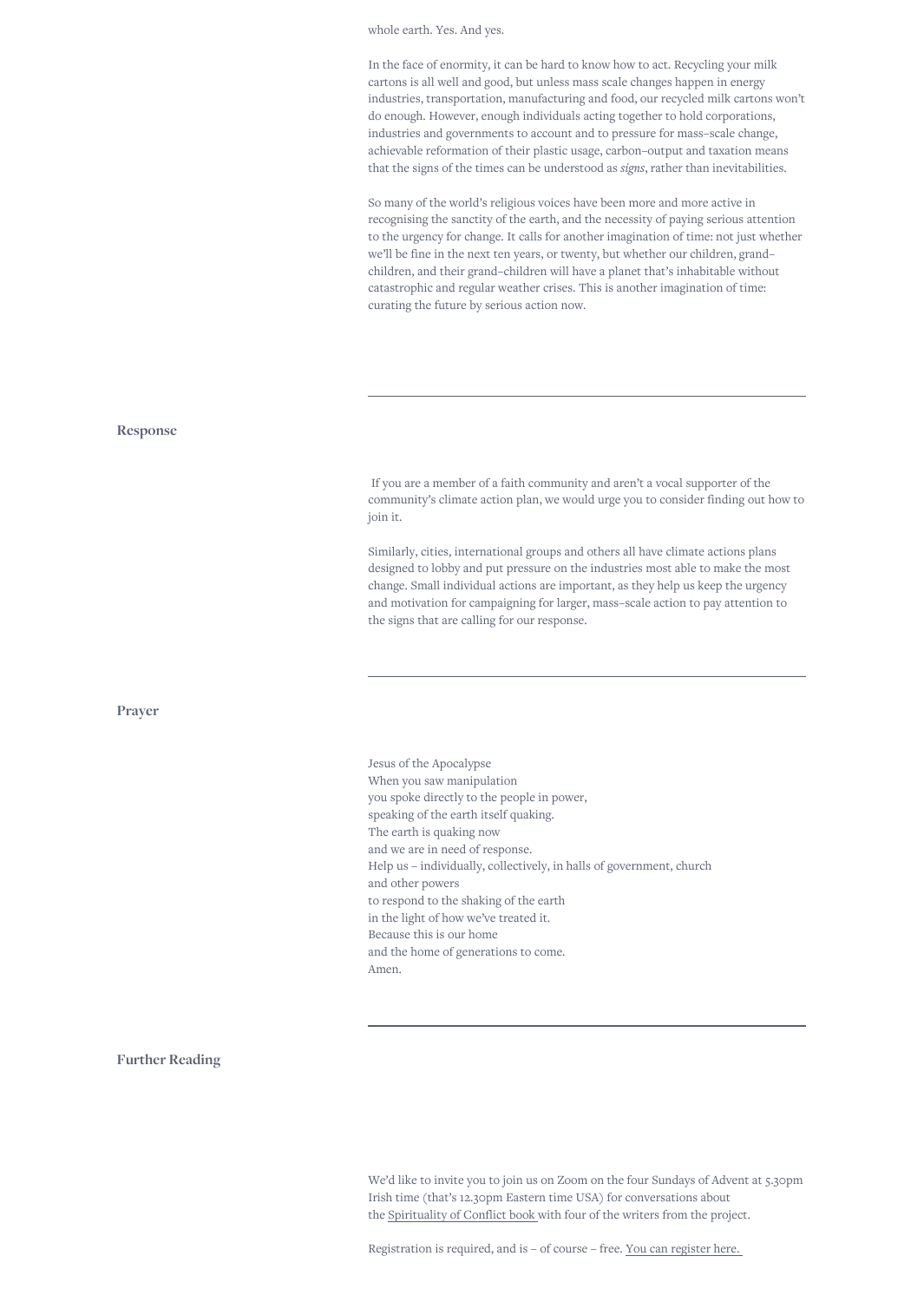whole earth. Yes. And yes.

In the face of enormity, it can be hard to know how to act. Recycling your milk cartons is all well and good, but unless mass scale changes happen in energy industries, transportation, manufacturing and food, our recycled milk cartons won't do enough. However, enough individuals acting together to hold corporations, industries and governments to account and to pressure for mass–scale change, achievable reformation of their plastic usage, carbon–output and taxation means that the signs of the times can be understood as *signs*, rather than inevitabilities.

So many of the world's religious voices have been more and more active in recognising the sanctity of the earth, and the necessity of paying serious attention to the urgency for change. It calls for another imagination of time: not just whether we'll be fine in the next ten years, or twenty, but whether our children, grand–children, and their grand–children will have a planet that's inhabitable without catastrophic and regular weather crises. This is another imagination of time: curating the future by serious action now.

---

## Response

If you are a member of a faith community and aren't a vocal supporter of the community's climate action plan, we would urge you to consider finding out how to join it.

Similarly, cities, international groups and others all have climate actions plans designed to lobby and put pressure on the industries most able to make the most change. Small individual actions are important, as they help us keep the urgency and motivation for campaigning for larger, mass–scale action to pay attention to the signs that are calling for our response.

---

## Prayer

Jesus of the Apocalypse  
When you saw manipulation  
you spoke directly to the people in power,  
speaking of the earth itself quaking.  
The earth is quaking now  
and we are in need of response.  
Help us – individually, collectively, in halls of government, church  
and other powers  
to respond to the shaking of the earth  
in the light of how we've treated it.  
Because this is our home  
and the home of generations to come.  
Amen.

---

## Further Reading

We'd like to invite you to join us on Zoom on the four Sundays of Advent at 5.30pm Irish time (that's 12.30pm Eastern time USA) for conversations about the Spirituality of Conflict book with four of the writers from the project.

Registration is required, and is – of course – free. You can register here.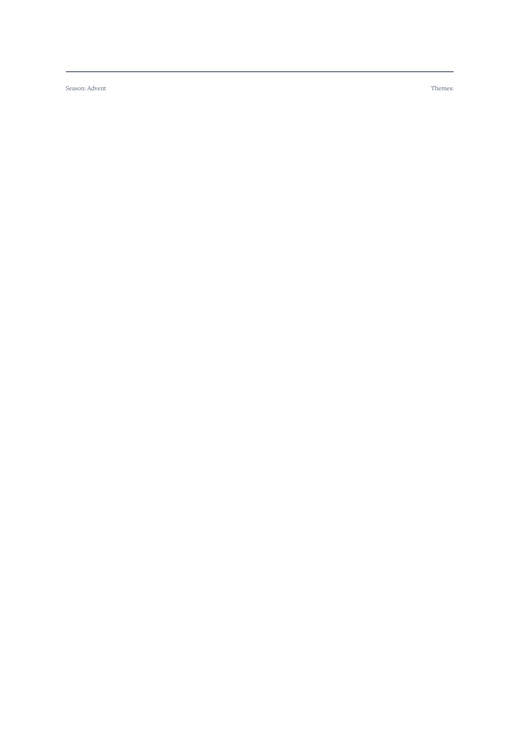Season: Advent

Themes: